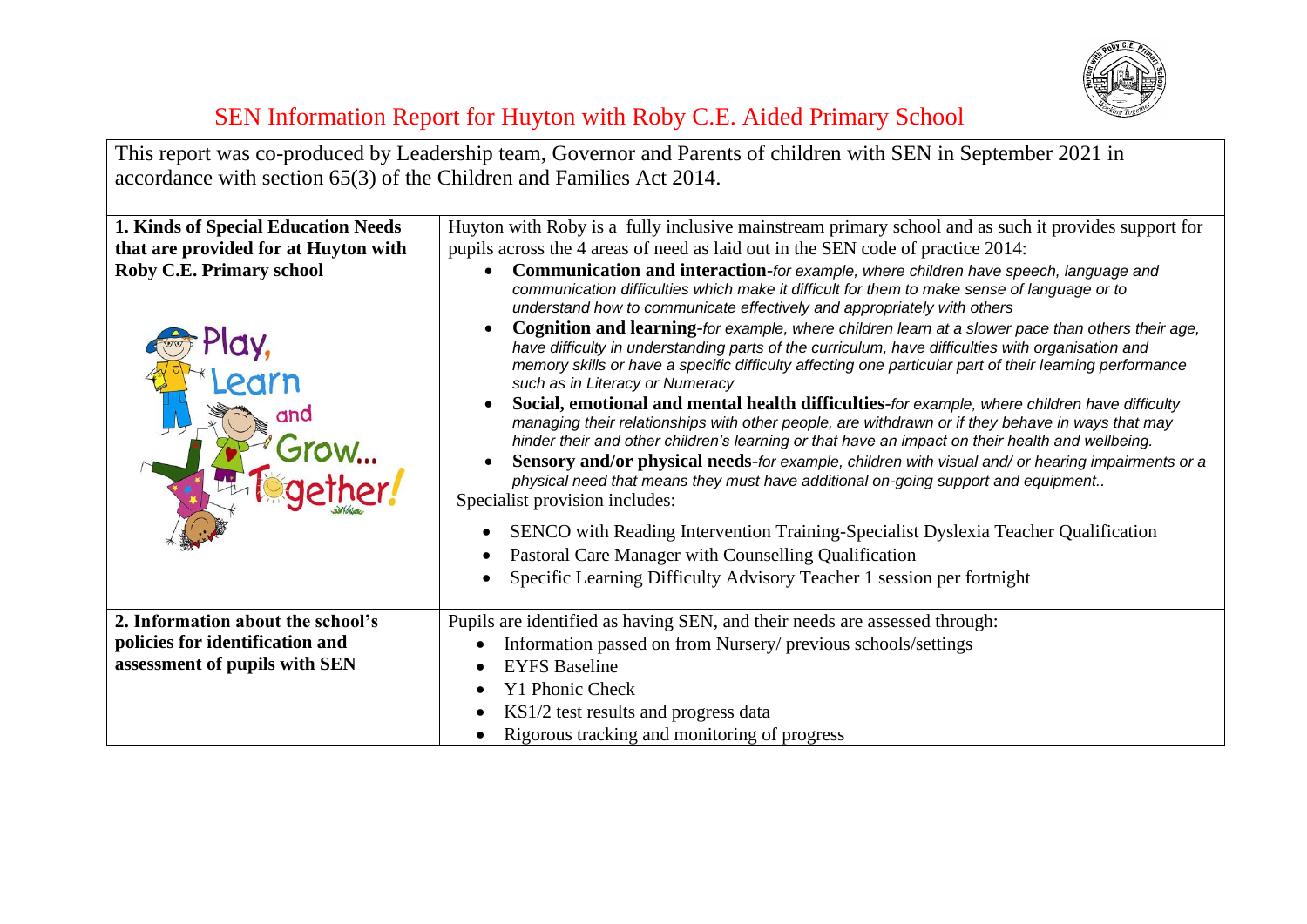# SEN Information Report for Huyton with Roby C.E. Aided Primary School

This report was co-produced by Leadership team, Governor and Parents of children with SEN in September 2021 in accordance with section 65(3) of the Children and Families Act 2014.

| | |
|---|---|
| **1. Kinds of Special Education Needs that are provided for at Huyton with Roby C.E. Primary school**<br><br>Play, Learn and Grow... Together! | Huyton with Roby is a fully inclusive mainstream primary school and as such it provides support for pupils across the 4 areas of need as laid out in the SEN code of practice 2014:<br>• **Communication and interaction**-*for example, where children have speech, language and communication difficulties which make it difficult for them to make sense of language or to understand how to communicate effectively and appropriately with others*<br>• **Cognition and learning**-*for example, where children learn at a slower pace than others their age, have difficulty in understanding parts of the curriculum, have difficulties with organisation and memory skills or have a specific difficulty affecting one particular part of their learning performance such as in Literacy or Numeracy*<br>• **Social, emotional and mental health difficulties**-*for example, where children have difficulty managing their relationships with other people, are withdrawn or if they behave in ways that may hinder their and other children's learning or that have an impact on their health and wellbeing.*<br>• **Sensory and/or physical needs**-*for example, children with visual and/ or hearing impairments or a physical need that means they must have additional on-going support and equipment..*<br>Specialist provision includes:<br>• SENCO with Reading Intervention Training-Specialist Dyslexia Teacher Qualification<br>• Pastoral Care Manager with Counselling Qualification<br>• Specific Learning Difficulty Advisory Teacher 1 session per fortnight |
| **2. Information about the school's policies for identification and assessment of pupils with SEN** | Pupils are identified as having SEN, and their needs are assessed through:<br>• Information passed on from Nursery/ previous schools/settings<br>• EYFS Baseline<br>• Y1 Phonic Check<br>• KS1/2 test results and progress data<br>• Rigorous tracking and monitoring of progress |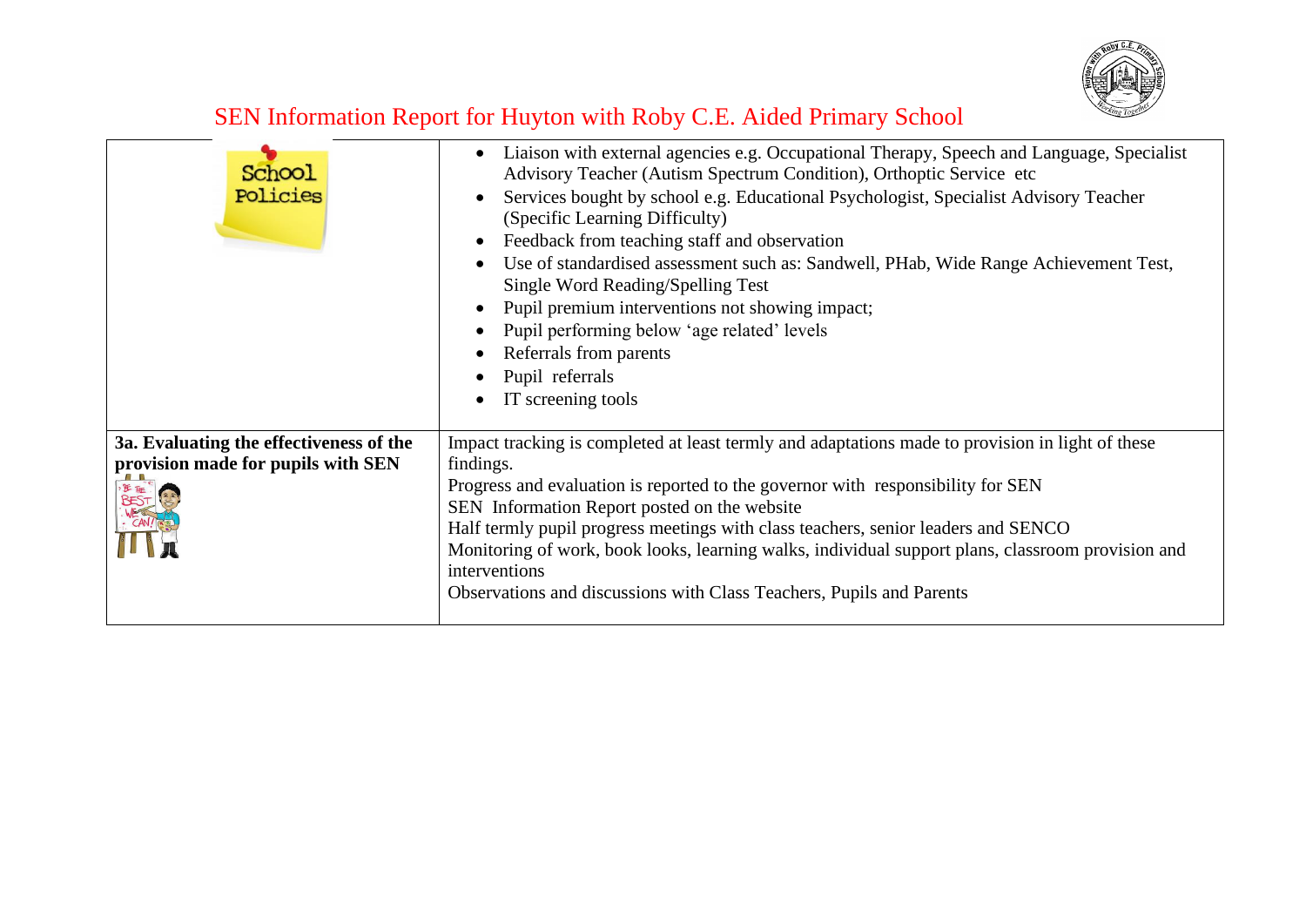# SEN Information Report for Huyton with Roby C.E. Aided Primary School

| | |
|---|---|
| School Policies | • Liaison with external agencies e.g. Occupational Therapy, Speech and Language, Specialist Advisory Teacher (Autism Spectrum Condition), Orthoptic Service etc<br>• Services bought by school e.g. Educational Psychologist, Specialist Advisory Teacher (Specific Learning Difficulty)<br>• Feedback from teaching staff and observation<br>• Use of standardised assessment such as: Sandwell, PHab, Wide Range Achievement Test, Single Word Reading/Spelling Test<br>• Pupil premium interventions not showing impact;<br>• Pupil performing below 'age related' levels<br>• Referrals from parents<br>• Pupil referrals<br>• IT screening tools |
| **3a. Evaluating the effectiveness of the provision made for pupils with SEN** | Impact tracking is completed at least termly and adaptations made to provision in light of these findings.<br>Progress and evaluation is reported to the governor with responsibility for SEN<br>SEN Information Report posted on the website<br>Half termly pupil progress meetings with class teachers, senior leaders and SENCO<br>Monitoring of work, book looks, learning walks, individual support plans, classroom provision and interventions<br>Observations and discussions with Class Teachers, Pupils and Parents |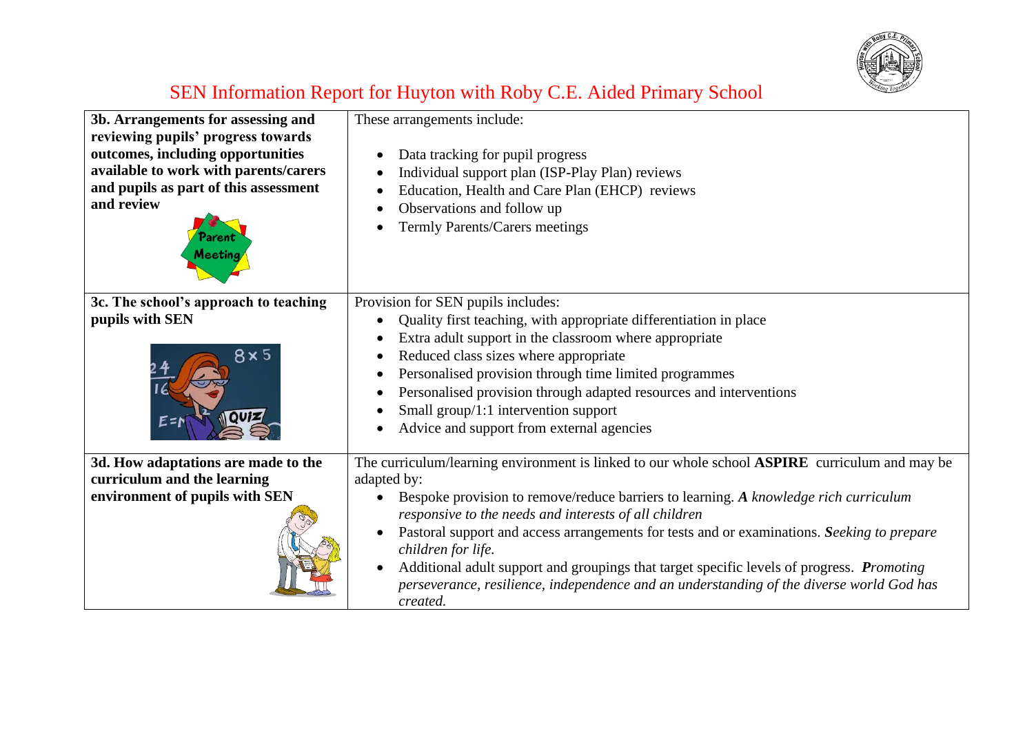# SEN Information Report for Huyton with Roby C.E. Aided Primary School

| | |
|---|---|
| **3b. Arrangements for assessing and reviewing pupils' progress towards outcomes, including opportunities available to work with parents/carers and pupils as part of this assessment and review** | These arrangements include:<br><br>• Data tracking for pupil progress<br>• Individual support plan (ISP-Play Plan) reviews<br>• Education, Health and Care Plan (EHCP) reviews<br>• Observations and follow up<br>• Termly Parents/Carers meetings |
| **3c. The school's approach to teaching pupils with SEN** | Provision for SEN pupils includes:<br>• Quality first teaching, with appropriate differentiation in place<br>• Extra adult support in the classroom where appropriate<br>• Reduced class sizes where appropriate<br>• Personalised provision through time limited programmes<br>• Personalised provision through adapted resources and interventions<br>• Small group/1:1 intervention support<br>• Advice and support from external agencies |
| **3d. How adaptations are made to the curriculum and the learning environment of pupils with SEN** | The curriculum/learning environment is linked to our whole school **ASPIRE** curriculum and may be adapted by:<br>• Bespoke provision to remove/reduce barriers to learning. ***A** knowledge rich curriculum responsive to the needs and interests of all children*<br>• Pastoral support and access arrangements for tests and or examinations. ***S**eeking to prepare children for life.*<br>• Additional adult support and groupings that target specific levels of progress. ***P**romoting perseverance, resilience, independence and an understanding of the diverse world God has created.* |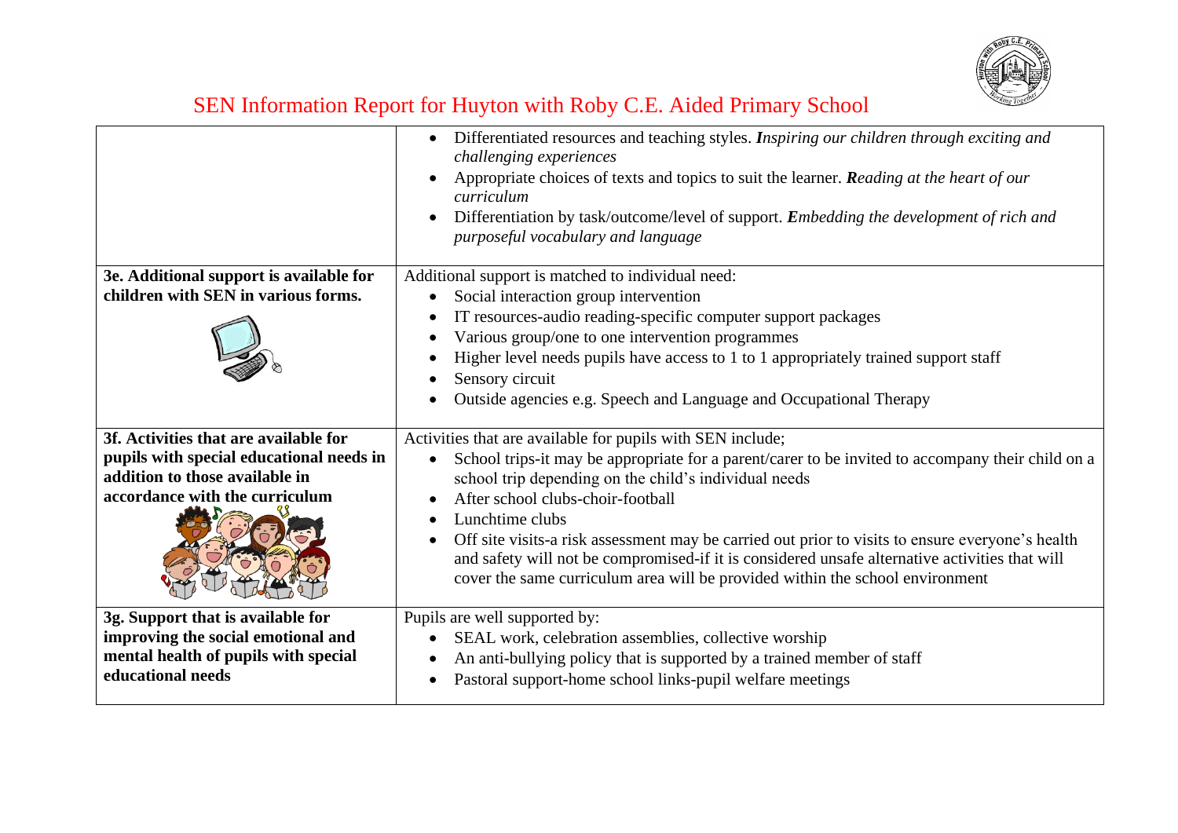# SEN Information Report for Huyton with Roby C.E. Aided Primary School

| | |
|---|---|
| | • Differentiated resources and teaching styles. ***I**nspiring our children through exciting and challenging experiences*<br>• Appropriate choices of texts and topics to suit the learner. ***R**eading at the heart of our curriculum*<br>• Differentiation by task/outcome/level of support. ***E**mbedding the development of rich and purposeful vocabulary and language* |
| **3e. Additional support is available for children with SEN in various forms.** | Additional support is matched to individual need:<br>• Social interaction group intervention<br>• IT resources-audio reading-specific computer support packages<br>• Various group/one to one intervention programmes<br>• Higher level needs pupils have access to 1 to 1 appropriately trained support staff<br>• Sensory circuit<br>• Outside agencies e.g. Speech and Language and Occupational Therapy |
| **3f. Activities that are available for pupils with special educational needs in addition to those available in accordance with the curriculum** | Activities that are available for pupils with SEN include;<br>• School trips-it may be appropriate for a parent/carer to be invited to accompany their child on a school trip depending on the child's individual needs<br>• After school clubs-choir-football<br>• Lunchtime clubs<br>• Off site visits-a risk assessment may be carried out prior to visits to ensure everyone's health and safety will not be compromised-if it is considered unsafe alternative activities that will cover the same curriculum area will be provided within the school environment |
| **3g. Support that is available for improving the social emotional and mental health of pupils with special educational needs** | Pupils are well supported by:<br>• SEAL work, celebration assemblies, collective worship<br>• An anti-bullying policy that is supported by a trained member of staff<br>• Pastoral support-home school links-pupil welfare meetings |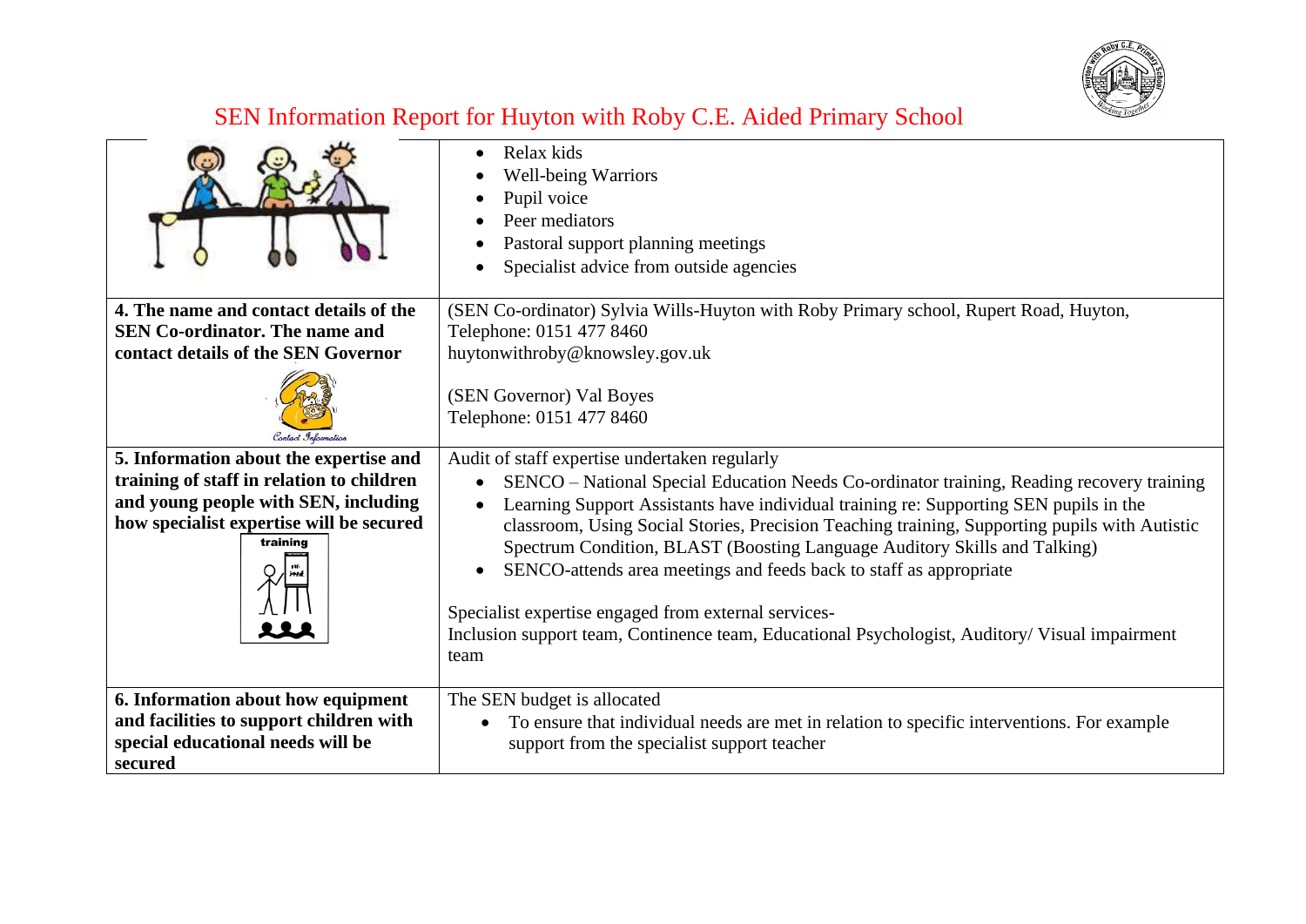# SEN Information Report for Huyton with Roby C.E. Aided Primary School

| | |
|---|---|
| | • Relax kids<br>• Well-being Warriors<br>• Pupil voice<br>• Peer mediators<br>• Pastoral support planning meetings<br>• Specialist advice from outside agencies |
| **4. The name and contact details of the SEN Co-ordinator. The name and contact details of the SEN Governor**<br>Contact Information | (SEN Co-ordinator) Sylvia Wills-Huyton with Roby Primary school, Rupert Road, Huyton,<br>Telephone: 0151 477 8460<br>huytonwithroby@knowsley.gov.uk<br><br>(SEN Governor) Val Boyes<br>Telephone: 0151 477 8460 |
| **5. Information about the expertise and training of staff in relation to children and young people with SEN, including how specialist expertise will be secured**<br>training | Audit of staff expertise undertaken regularly<br>• SENCO – National Special Education Needs Co-ordinator training, Reading recovery training<br>• Learning Support Assistants have individual training re: Supporting SEN pupils in the classroom, Using Social Stories, Precision Teaching training, Supporting pupils with Autistic Spectrum Condition, BLAST (Boosting Language Auditory Skills and Talking)<br>• SENCO-attends area meetings and feeds back to staff as appropriate<br><br>Specialist expertise engaged from external services-<br>Inclusion support team, Continence team, Educational Psychologist, Auditory/ Visual impairment team |
| **6. Information about how equipment and facilities to support children with special educational needs will be secured** | The SEN budget is allocated<br>• To ensure that individual needs are met in relation to specific interventions. For example support from the specialist support teacher |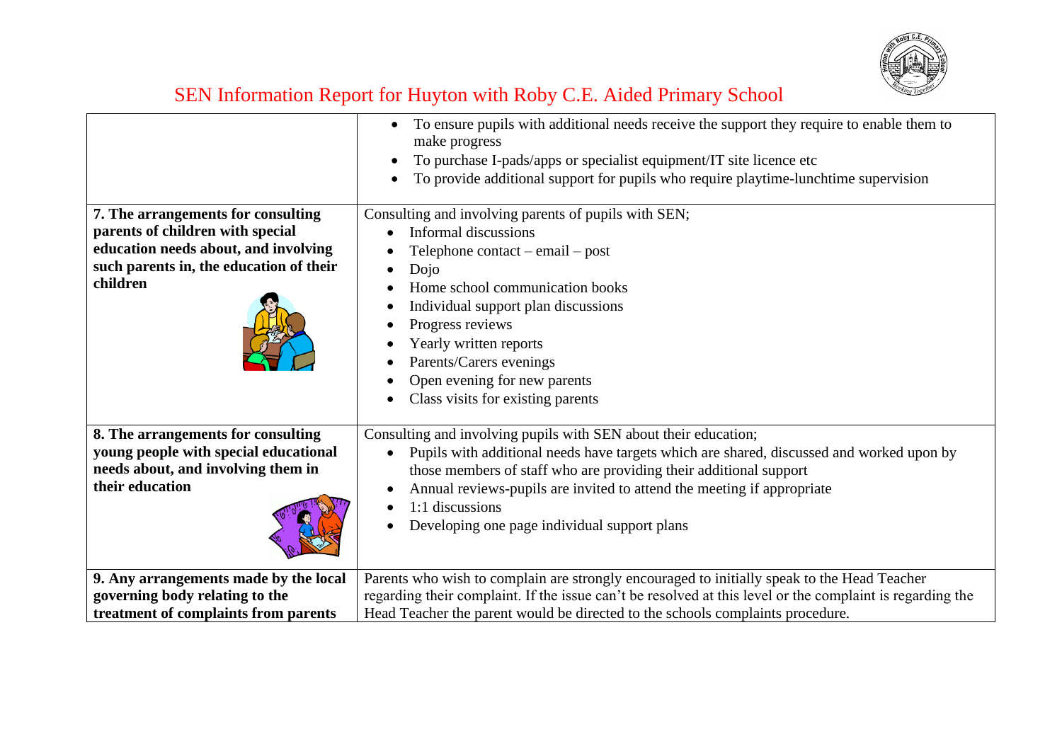# SEN Information Report for Huyton with Roby C.E. Aided Primary School

| | |
|---|---|
| | • To ensure pupils with additional needs receive the support they require to enable them to make progress<br>• To purchase I-pads/apps or specialist equipment/IT site licence etc<br>• To provide additional support for pupils who require playtime-lunchtime supervision |
| **7. The arrangements for consulting parents of children with special education needs about, and involving such parents in, the education of their children** | Consulting and involving parents of pupils with SEN;<br>• Informal discussions<br>• Telephone contact – email – post<br>• Dojo<br>• Home school communication books<br>• Individual support plan discussions<br>• Progress reviews<br>• Yearly written reports<br>• Parents/Carers evenings<br>• Open evening for new parents<br>• Class visits for existing parents |
| **8. The arrangements for consulting young people with special educational needs about, and involving them in their education** | Consulting and involving pupils with SEN about their education;<br>• Pupils with additional needs have targets which are shared, discussed and worked upon by those members of staff who are providing their additional support<br>• Annual reviews-pupils are invited to attend the meeting if appropriate<br>• 1:1 discussions<br>• Developing one page individual support plans |
| **9. Any arrangements made by the local governing body relating to the treatment of complaints from parents** | Parents who wish to complain are strongly encouraged to initially speak to the Head Teacher regarding their complaint. If the issue can't be resolved at this level or the complaint is regarding the Head Teacher the parent would be directed to the schools complaints procedure. |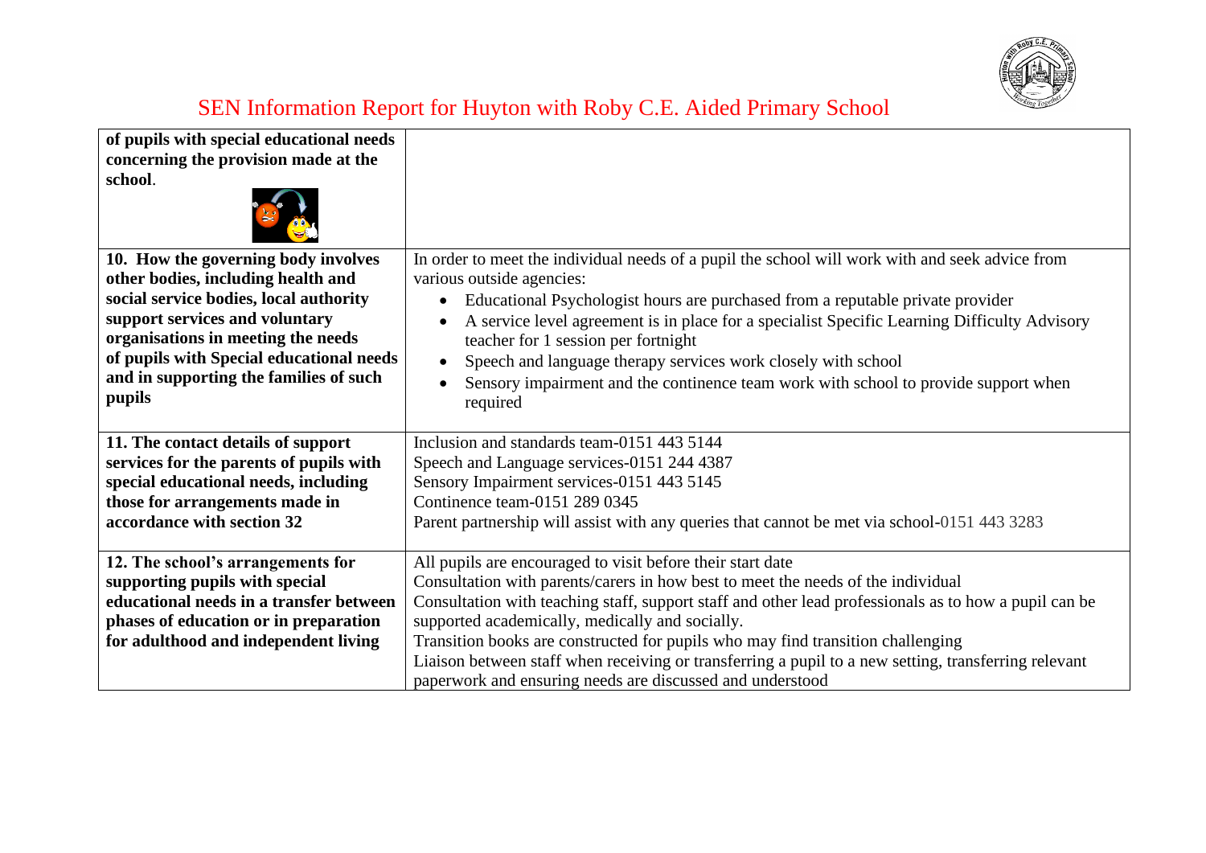# SEN Information Report for Huyton with Roby C.E. Aided Primary School

| | |
|---|---|
| **of pupils with special educational needs concerning the provision made at the school**. | |
| **10. How the governing body involves other bodies, including health and social service bodies, local authority support services and voluntary organisations in meeting the needs of pupils with Special educational needs and in supporting the families of such pupils** | In order to meet the individual needs of a pupil the school will work with and seek advice from various outside agencies:<br>• Educational Psychologist hours are purchased from a reputable private provider<br>• A service level agreement is in place for a specialist Specific Learning Difficulty Advisory teacher for 1 session per fortnight<br>• Speech and language therapy services work closely with school<br>• Sensory impairment and the continence team work with school to provide support when required |
| **11. The contact details of support services for the parents of pupils with special educational needs, including those for arrangements made in accordance with section 32** | Inclusion and standards team-0151 443 5144<br>Speech and Language services-0151 244 4387<br>Sensory Impairment services-0151 443 5145<br>Continence team-0151 289 0345<br>Parent partnership will assist with any queries that cannot be met via school-0151 443 3283 |
| **12. The school's arrangements for supporting pupils with special educational needs in a transfer between phases of education or in preparation for adulthood and independent living** | All pupils are encouraged to visit before their start date<br>Consultation with parents/carers in how best to meet the needs of the individual<br>Consultation with teaching staff, support staff and other lead professionals as to how a pupil can be supported academically, medically and socially.<br>Transition books are constructed for pupils who may find transition challenging<br>Liaison between staff when receiving or transferring a pupil to a new setting, transferring relevant paperwork and ensuring needs are discussed and understood |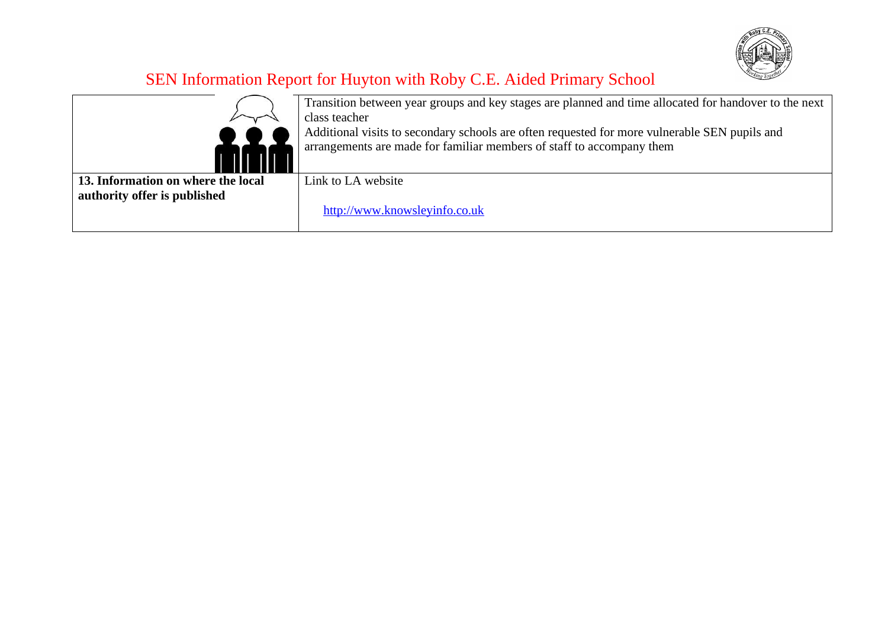# SEN Information Report for Huyton with Roby C.E. Aided Primary School

| | |
|---|---|
| | Transition between year groups and key stages are planned and time allocated for handover to the next class teacher<br>Additional visits to secondary schools are often requested for more vulnerable SEN pupils and arrangements are made for familiar members of staff to accompany them |
| **13. Information on where the local authority offer is published** | Link to LA website<br><br>[http://www.knowsleyinfo.co.uk](http://www.knowsleyinfo.co.uk) |